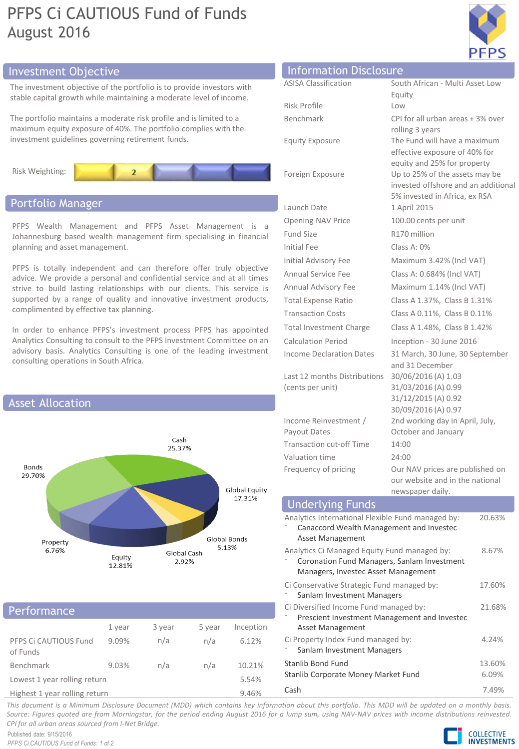# PFPS Ci CAUTIOUS Fund of Funds
## August 2016

## Investment Objective

The investment objective of the portfolio is to provide investors with stable capital growth while maintaining a moderate level of income.

The portfolio maintains a moderate risk profile and is limited to a maximum equity exposure of 40%. The portfolio complies with the investment guidelines governing retirement funds.

Risk Weighting: 2

## Portfolio Manager

PFPS Wealth Management and PFPS Asset Management is a Johannesburg based wealth management firm specialising in financial planning and asset management.

PFPS is totally independent and can therefore offer truly objective advice. We provide a personal and confidential service and at all times strive to build lasting relationships with our clients. This service is supported by a range of quality and innovative investment products, complimented by effective tax planning.

In order to enhance PFPS's investment process PFPS has appointed Analytics Consulting to consult to the PFPS Investment Committee on an advisory basis. Analytics Consulting is one of the leading investment consulting operations in South Africa.

## Asset Allocation

| Asset | % |
|---|---|
| Cash | 25.37% |
| Global Equity | 17.31% |
| Global Bonds | 5.13% |
| Global Cash | 2.92% |
| Equity | 12.81% |
| Property | 6.76% |
| Bonds | 29.70% |

## Performance

| | 1 year | 3 year | 5 year | Inception |
|---|---|---|---|---|
| PFPS Ci CAUTIOUS Fund of Funds | 9.09% | n/a | n/a | 6.12% |
| Benchmark | 9.03% | n/a | n/a | 10.21% |
| Lowest 1 year rolling return | | | | 5.54% |
| Highest 1 year rolling return | | | | 9.46% |

## Information Disclosure

| | |
|---|---|
| ASISA Classification | South African - Multi Asset Low Equity |
| Risk Profile | Low |
| Benchmark | CPI for all urban areas + 3% over rolling 3 years |
| Equity Exposure | The Fund will have a maximum effective exposure of 40% for equity and 25% for property |
| Foreign Exposure | Up to 25% of the assets may be invested offshore and an additional 5% invested in Africa, ex RSA |
| Launch Date | 1 April 2015 |
| Opening NAV Price | 100.00 cents per unit |
| Fund Size | R170 million |
| Initial Fee | Class A: 0% |
| Initial Advisory Fee | Maximum 3.42% (Incl VAT) |
| Annual Service Fee | Class A: 0.684% (Incl VAT) |
| Annual Advisory Fee | Maximum 1.14% (Incl VAT) |
| Total Expense Ratio | Class A 1.37%, Class B 1.31% |
| Transaction Costs | Class A 0.11%, Class B 0.11% |
| Total Investment Charge | Class A 1.48%, Class B 1.42% |
| Calculation Period | Inception - 30 June 2016 |
| Income Declaration Dates | 31 March, 30 June, 30 September and 31 December |
| Last 12 months Distributions (cents per unit) | 30/06/2016 (A) 1.03<br>31/03/2016 (A) 0.99<br>31/12/2015 (A) 0.92<br>30/09/2016 (A) 0.97 |
| Income Reinvestment / Payout Dates | 2nd working day in April, July, October and January |
| Transaction cut-off Time | 14:00 |
| Valuation time | 24:00 |
| Frequency of pricing | Our NAV prices are published on our website and in the national newspaper daily. |

## Underlying Funds

| Fund | % |
|---|---|
| Analytics International Flexible Fund managed by:<br>- Canaccord Wealth Management and Investec Asset Management | 20.63% |
| Analytics Ci Managed Equity Fund managed by:<br>- Coronation Fund Managers, Sanlam Investment Managers, Investec Asset Management | 8.67% |
| Ci Conservative Strategic Fund managed by:<br>- Sanlam Investment Managers | 17.60% |
| Ci Diversified Income Fund managed by:<br>- Prescient Investment Management and Investec Asset Management | 21.68% |
| Ci Property Index Fund managed by:<br>- Sanlam Investment Managers | 4.24% |
| Stanlib Bond Fund | 13.60% |
| Stanlib Corporate Money Market Fund | 6.09% |
| Cash | 7.49% |

*This document is a Minimum Disclosure Document (MDD) which contains key information about this portfolio. This MDD will be updated on a monthly basis. Source: Figures quoted are from Morningstar, for the period ending August 2016 for a lump sum, using NAV-NAV prices with income distributions reinvested. CPI for all urban areas sourced from I-Net Bridge.*

Published date: 9/15/2016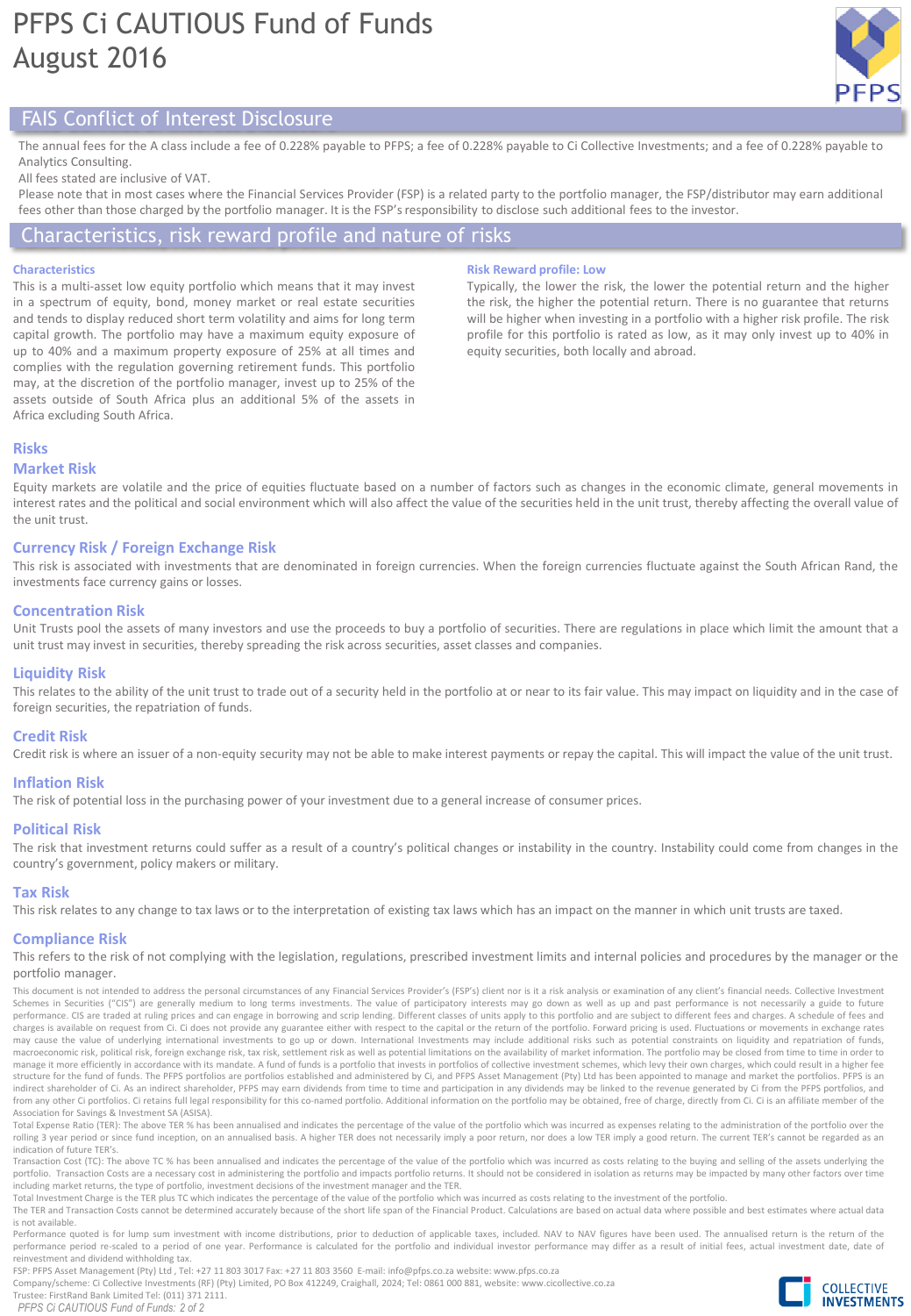# PFPS Ci CAUTIOUS Fund of Funds
August 2016

## FAIS Conflict of Interest Disclosure

The annual fees for the A class include a fee of 0.228% payable to PFPS; a fee of 0.228% payable to Ci Collective Investments; and a fee of 0.228% payable to Analytics Consulting.

All fees stated are inclusive of VAT.

Please note that in most cases where the Financial Services Provider (FSP) is a related party to the portfolio manager, the FSP/distributor may earn additional fees other than those charged by the portfolio manager. It is the FSP's responsibility to disclose such additional fees to the investor.

## Characteristics, risk reward profile and nature of risks

### Characteristics

This is a multi-asset low equity portfolio which means that it may invest in a spectrum of equity, bond, money market or real estate securities and tends to display reduced short term volatility and aims for long term capital growth. The portfolio may have a maximum equity exposure of up to 40% and a maximum property exposure of 25% at all times and complies with the regulation governing retirement funds. This portfolio may, at the discretion of the portfolio manager, invest up to 25% of the assets outside of South Africa plus an additional 5% of the assets in Africa excluding South Africa.

### Risk Reward profile: Low

Typically, the lower the risk, the lower the potential return and the higher the risk, the higher the potential return. There is no guarantee that returns will be higher when investing in a portfolio with a higher risk profile. The risk profile for this portfolio is rated as low, as it may only invest up to 40% in equity securities, both locally and abroad.

### Risks

#### Market Risk

Equity markets are volatile and the price of equities fluctuate based on a number of factors such as changes in the economic climate, general movements in interest rates and the political and social environment which will also affect the value of the securities held in the unit trust, thereby affecting the overall value of the unit trust.

#### Currency Risk / Foreign Exchange Risk

This risk is associated with investments that are denominated in foreign currencies. When the foreign currencies fluctuate against the South African Rand, the investments face currency gains or losses.

#### Concentration Risk

Unit Trusts pool the assets of many investors and use the proceeds to buy a portfolio of securities. There are regulations in place which limit the amount that a unit trust may invest in securities, thereby spreading the risk across securities, asset classes and companies.

#### Liquidity Risk

This relates to the ability of the unit trust to trade out of a security held in the portfolio at or near to its fair value. This may impact on liquidity and in the case of foreign securities, the repatriation of funds.

#### Credit Risk

Credit risk is where an issuer of a non-equity security may not be able to make interest payments or repay the capital. This will impact the value of the unit trust.

#### Inflation Risk

The risk of potential loss in the purchasing power of your investment due to a general increase of consumer prices.

#### Political Risk

The risk that investment returns could suffer as a result of a country's political changes or instability in the country. Instability could come from changes in the country's government, policy makers or military.

#### Tax Risk

This risk relates to any change to tax laws or to the interpretation of existing tax laws which has an impact on the manner in which unit trusts are taxed.

#### Compliance Risk

This refers to the risk of not complying with the legislation, regulations, prescribed investment limits and internal policies and procedures by the manager or the portfolio manager.

This document is not intended to address the personal circumstances of any Financial Services Provider's (FSP's) client nor is it a risk analysis or examination of any client's financial needs. Collective Investment Schemes in Securities ("CIS") are generally medium to long terms investments. The value of participatory interests may go down as well as up and past performance is not necessarily a guide to future performance. CIS are traded at ruling prices and can engage in borrowing and scrip lending. Different classes of units apply to this portfolio and are subject to different fees and charges. A schedule of fees and charges is available on request from Ci. Ci does not provide any guarantee either with respect to the capital or the return of the portfolio. Forward pricing is used. Fluctuations or movements in exchange rates may cause the value of underlying international investments to go up or down. International Investments may include additional risks such as potential constraints on liquidity and repatriation of funds, macroeconomic risk, political risk, foreign exchange risk, tax risk, settlement risk as well as potential limitations on the availability of market information. The portfolio may be closed from time to time in order to manage it more efficiently in accordance with its mandate. A fund of funds is a portfolio that invests in portfolios of collective investment schemes, which levy their own charges, which could result in a higher fee structure for the fund of funds. The PFPS portfolios are portfolios established and administered by Ci, and PFPS Asset Management (Pty) Ltd has been appointed to manage and market the portfolios. PFPS is an indirect shareholder of Ci. As an indirect shareholder, PFPS may earn dividends from time to time and participation in any dividends may be linked to the revenue generated by Ci from the PFPS portfolios, and from any other Ci portfolios. Ci retains full legal responsibility for this co-named portfolio. Additional information on the portfolio may be obtained, free of charge, directly from Ci. Ci is an affiliate member of the Association for Savings & Investment SA (ASISA).

Total Expense Ratio (TER): The above TER % has been annualised and indicates the percentage of the value of the portfolio which was incurred as expenses relating to the administration of the portfolio over the rolling 3 year period or since fund inception, on an annualised basis. A higher TER does not necessarily imply a poor return, nor does a low TER imply a good return. The current TER's cannot be regarded as an indication of future TER's.

Transaction Cost (TC): The above TC % has been annualised and indicates the percentage of the value of the portfolio which was incurred as costs relating to the buying and selling of the assets underlying the portfolio. Transaction Costs are a necessary cost in administering the portfolio and impacts portfolio returns. It should not be considered in isolation as returns may be impacted by many other factors over time including market returns, the type of portfolio, investment decisions of the investment manager and the TER.

Total Investment Charge is the TER plus TC which indicates the percentage of the value of the portfolio which was incurred as costs relating to the investment of the portfolio.

The TER and Transaction Costs cannot be determined accurately because of the short life span of the Financial Product. Calculations are based on actual data where possible and best estimates where actual data is not available.

Performance quoted is for lump sum investment with income distributions, prior to deduction of applicable taxes, included. NAV to NAV figures have been used. The annualised return is the return of the performance period re-scaled to a period of one year. Performance is calculated for the portfolio and individual investor performance may differ as a result of initial fees, actual investment date, date of reinvestment and dividend withholding tax.

FSP: PFPS Asset Management (Pty) Ltd , Tel: +27 11 803 3017 Fax: +27 11 803 3560 E-mail: info@pfps.co.za website: www.pfps.co.za

Company/scheme: Ci Collective Investments (RF) (Pty) Limited, PO Box 412249, Craighall, 2024; Tel: 0861 000 881, website: www.cicollective.co.za

Trustee: FirstRand Bank Limited Tel: (011) 371 2111.